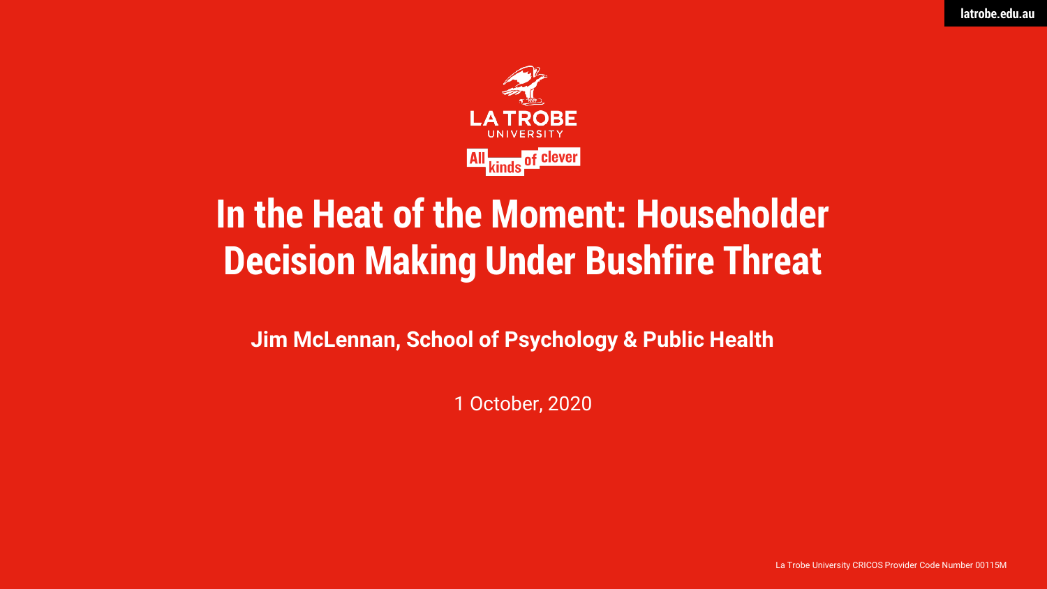# In the Heat of the Moment: Householder Decision Making Under Bushfire Threat

**Jim McLennan, School of Psychology & Public Health**

1 October, 2020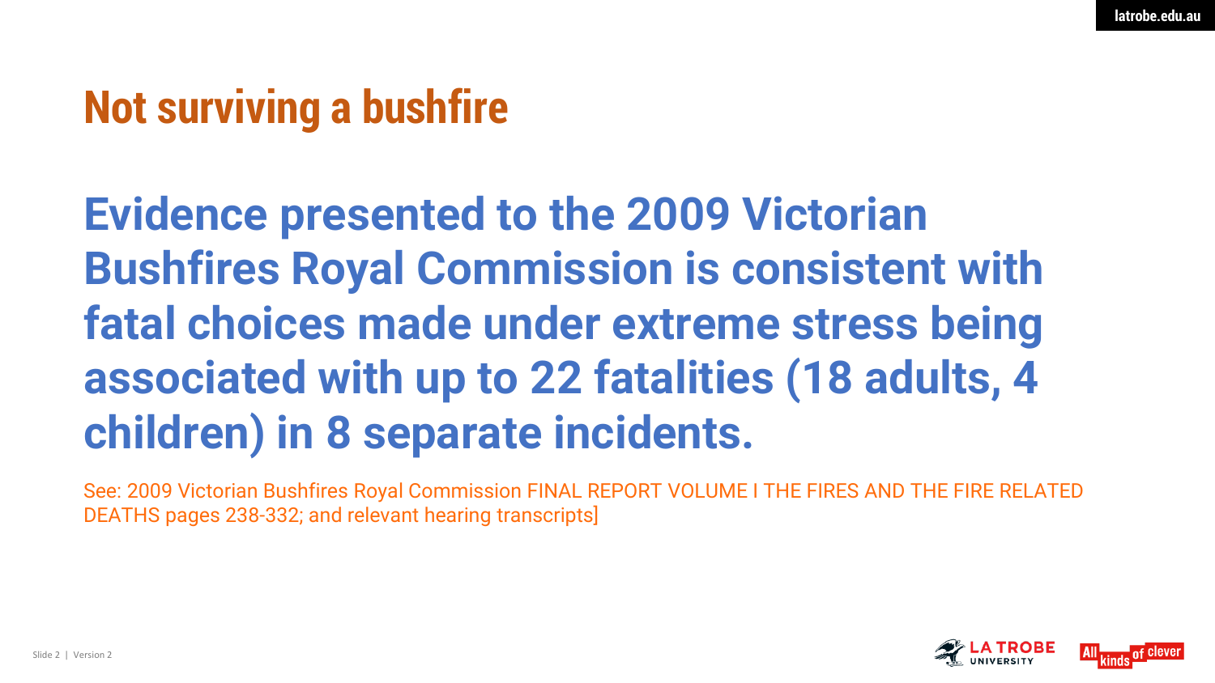# Not surviving a bushfire

**Evidence presented to the 2009 Victorian Bushfires Royal Commission is consistent with fatal choices made under extreme stress being associated with up to 22 fatalities (18 adults, 4 children) in 8 separate incidents.**

See: 2009 Victorian Bushfires Royal Commission FINAL REPORT VOLUME I THE FIRES AND THE FIRE RELATED DEATHS pages 238-332; and relevant hearing transcripts]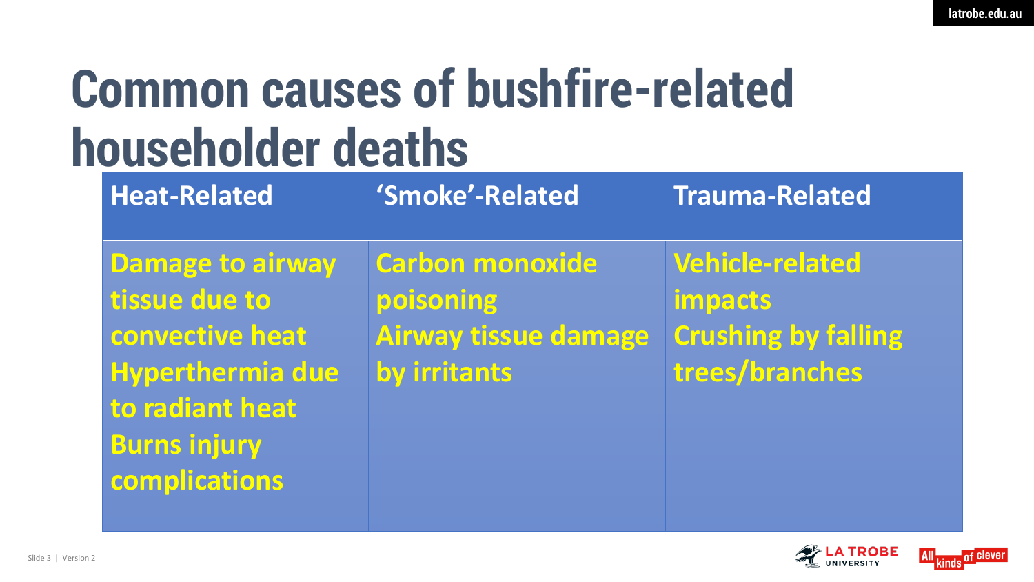# Common causes of bushfire-related householder deaths

| Heat-Related | 'Smoke'-Related | Trauma-Related |
| --- | --- | --- |
| Damage to airway tissue due to convective heat<br>Hyperthermia due to radiant heat<br>Burns injury complications | Carbon monoxide poisoning<br>Airway tissue damage by irritants | Vehicle-related impacts<br>Crushing by falling trees/branches |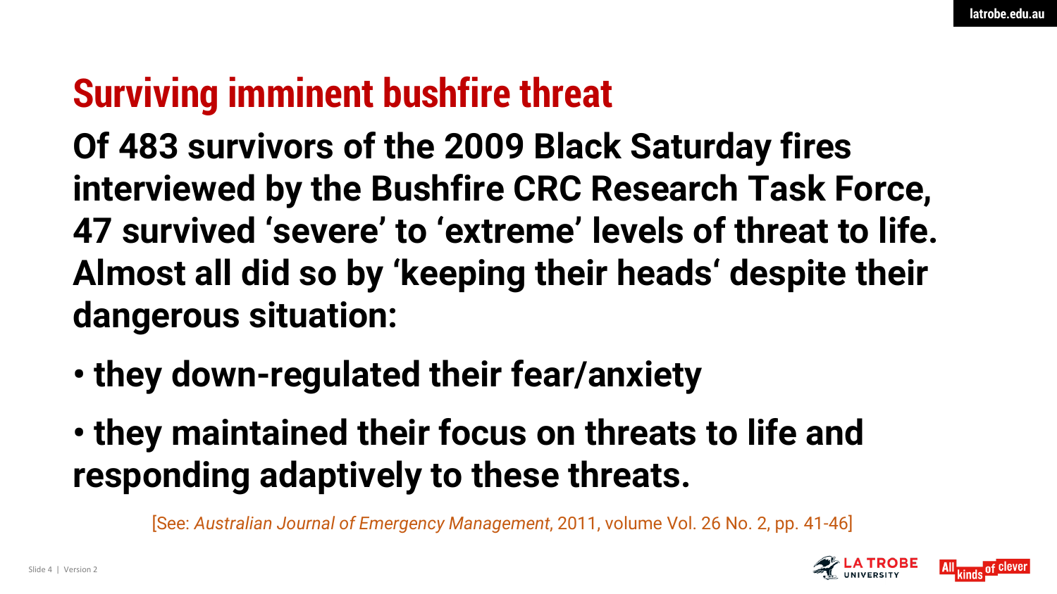# Surviving imminent bushfire threat

**Of 483 survivors of the 2009 Black Saturday fires interviewed by the Bushfire CRC Research Task Force, 47 survived 'severe' to 'extreme' levels of threat to life. Almost all did so by 'keeping their heads' despite their dangerous situation:**

- **they down-regulated their fear/anxiety**
- **they maintained their focus on threats to life and responding adaptively to these threats.**

[See: *Australian Journal of Emergency Management*, 2011, volume Vol. 26 No. 2, pp. 41-46]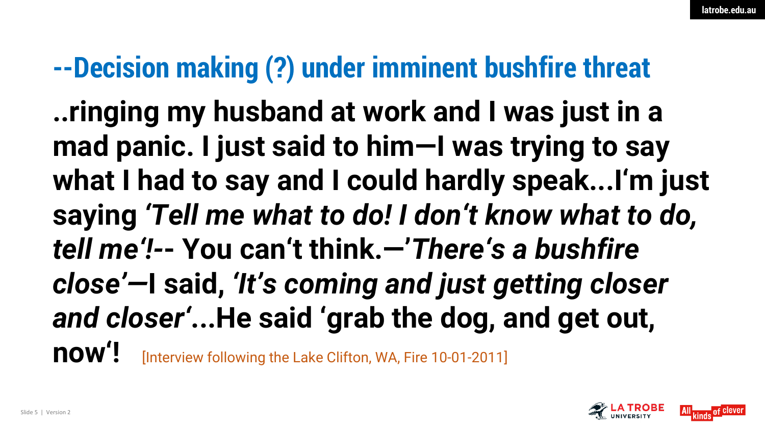## --Decision making (?) under imminent bushfire threat

**..ringing my husband at work and I was just in a mad panic. I just said to him—I was trying to say what I had to say and I could hardly speak...I'm just saying *'Tell me what to do! I don't know what to do, tell me'!*-- You can't think.—*'There's a bushfire close'*—I said, *'It's coming and just getting closer and closer'*...He said 'grab the dog, and get out, now'!** [Interview following the Lake Clifton, WA, Fire 10-01-2011]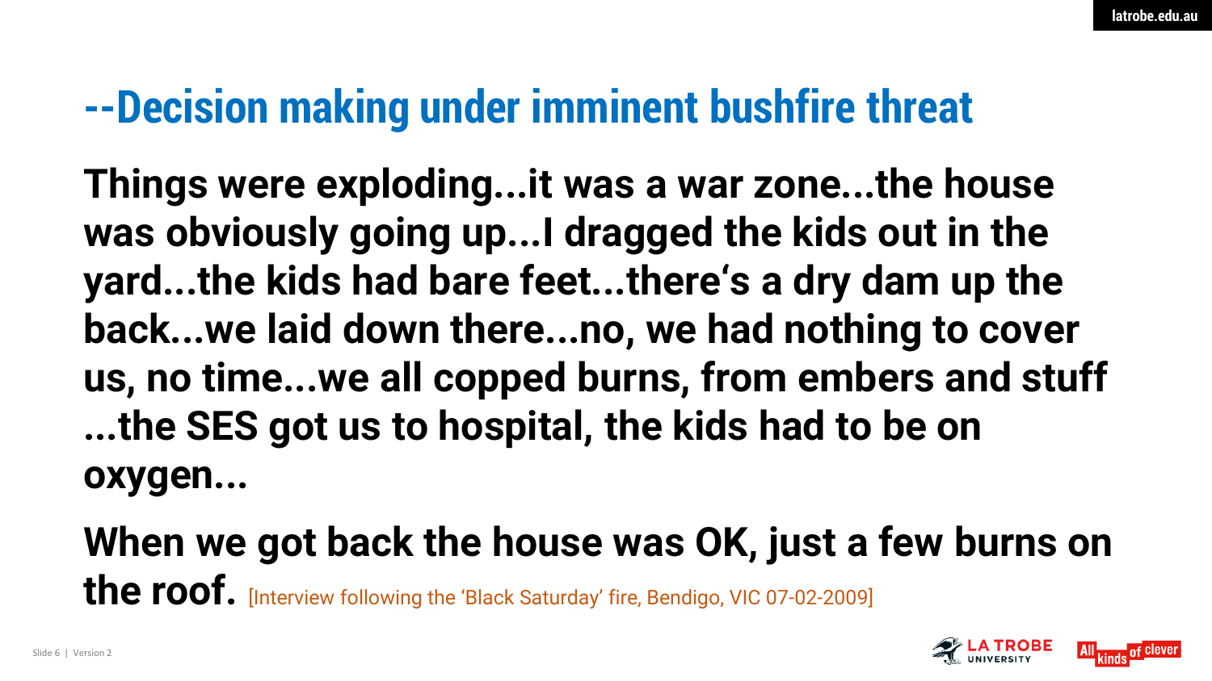# --Decision making under imminent bushfire threat

**Things were exploding...it was a war zone...the house was obviously going up...I dragged the kids out in the yard...the kids had bare feet...there's a dry dam up the back...we laid down there...no, we had nothing to cover us, no time...we all copped burns, from embers and stuff ...the SES got us to hospital, the kids had to be on oxygen...**

**When we got back the house was OK, just a few burns on the roof.** [Interview following the 'Black Saturday' fire, Bendigo, VIC 07-02-2009]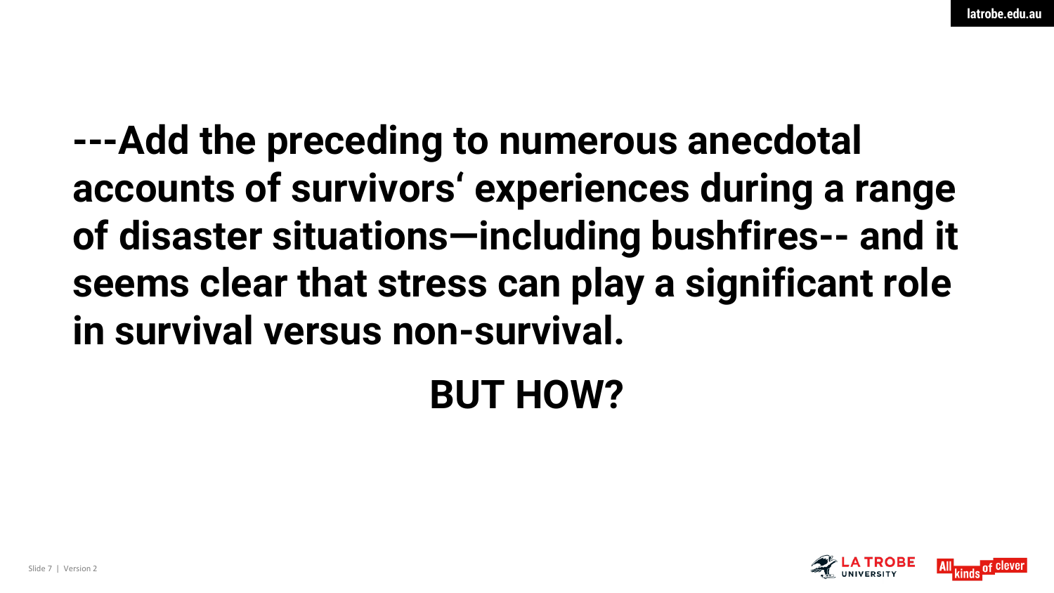**---Add the preceding to numerous anecdotal accounts of survivors‘ experiences during a range of disaster situations—including bushfires-- and it seems clear that stress can play a significant role in survival versus non-survival.**

**BUT HOW?**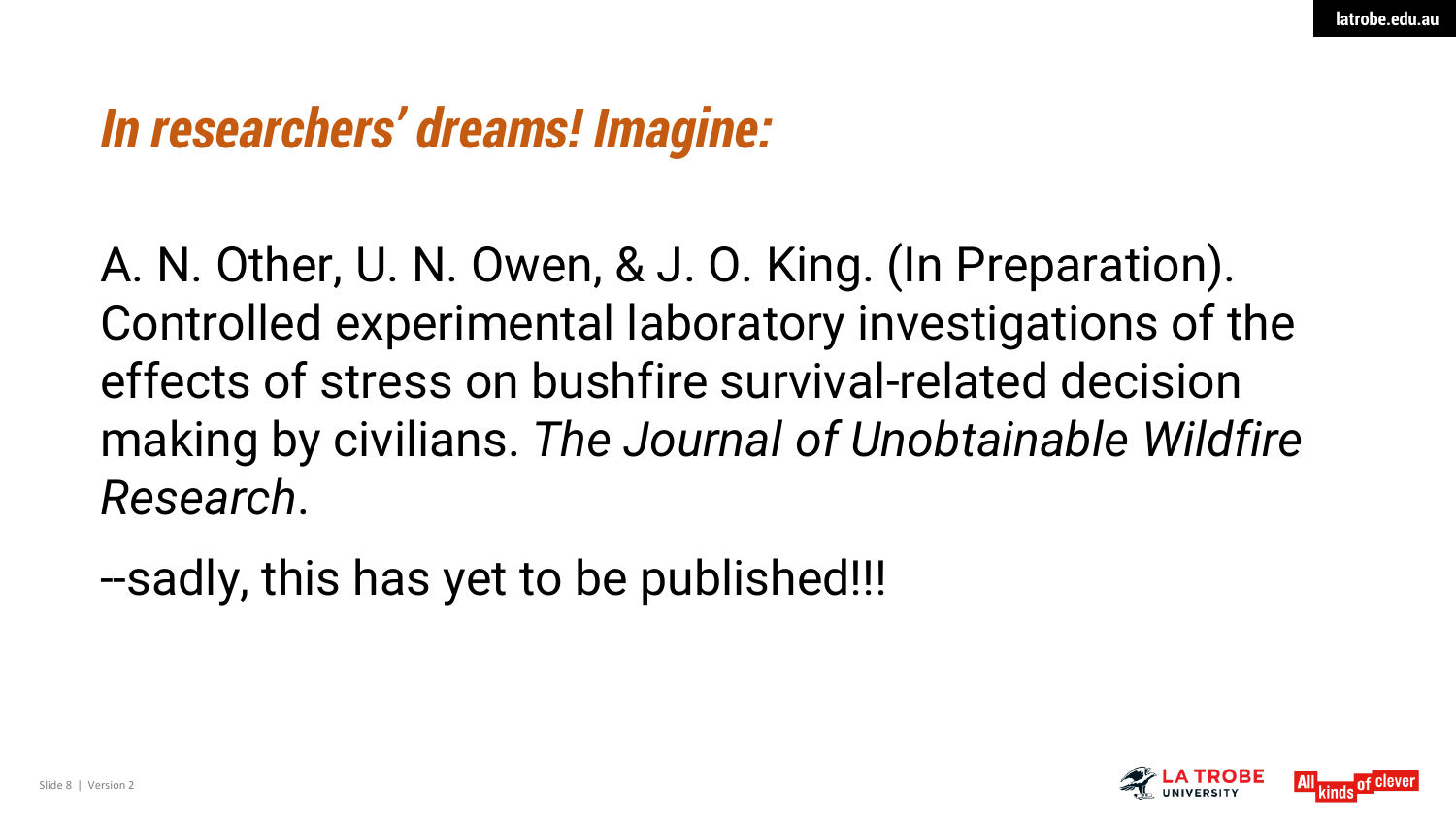# *In researchers' dreams! Imagine:*

A. N. Other, U. N. Owen, & J. O. King. (In Preparation). Controlled experimental laboratory investigations of the effects of stress on bushfire survival-related decision making by civilians. *The Journal of Unobtainable Wildfire Research*.

--sadly, this has yet to be published!!!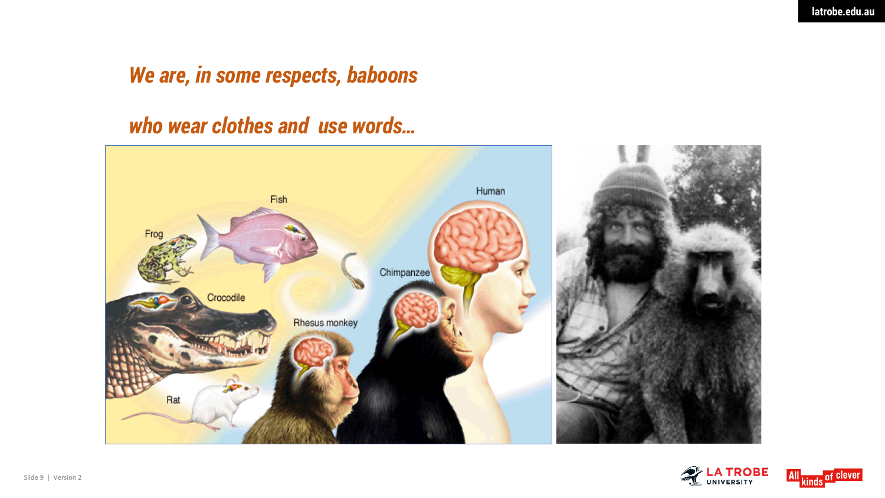*We are, in some respects, baboons*

*who wear clothes and use words…*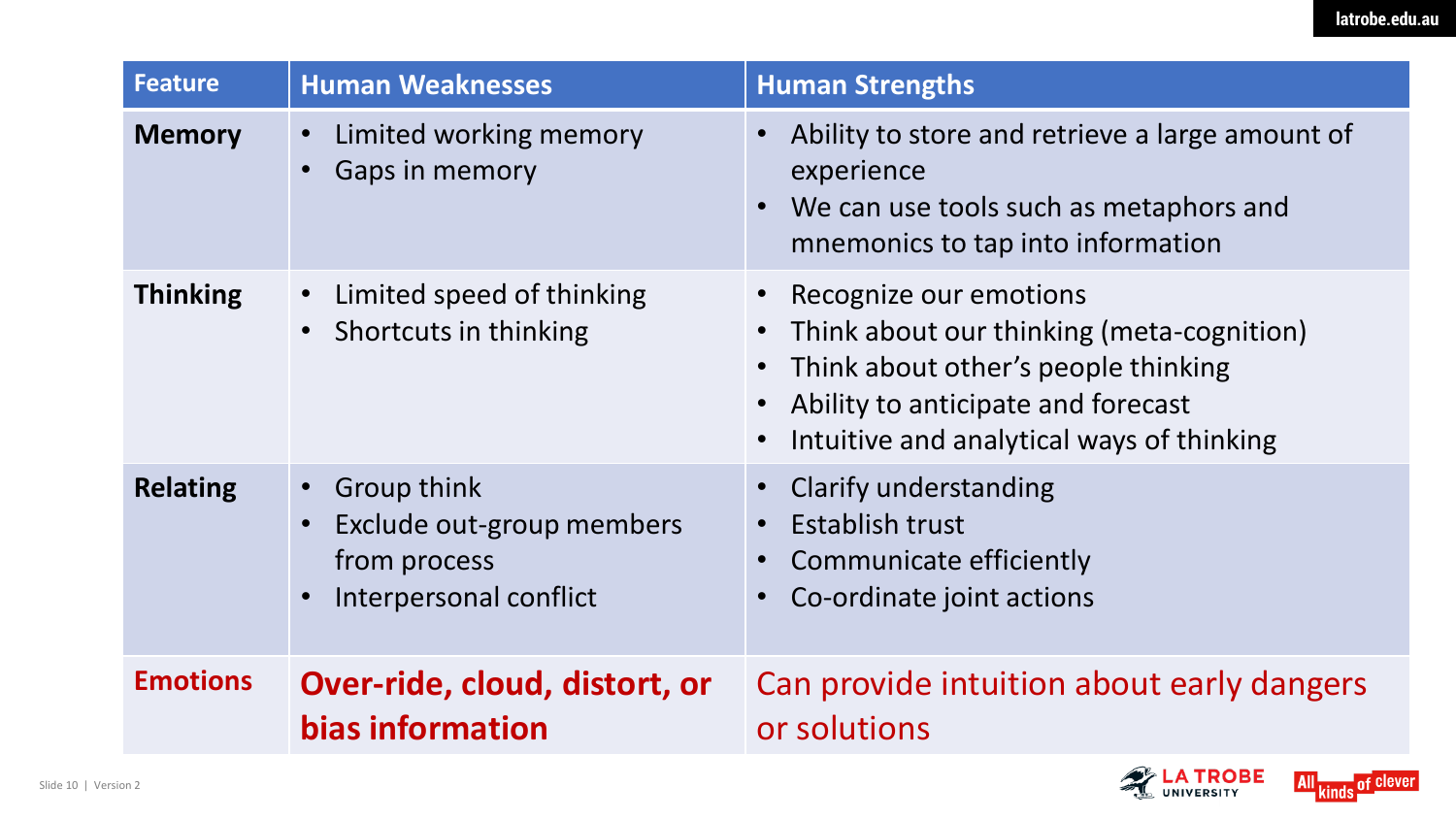| Feature | Human Weaknesses | Human Strengths |
|---|---|---|
| **Memory** | • Limited working memory<br>• Gaps in memory | • Ability to store and retrieve a large amount of experience<br>• We can use tools such as metaphors and mnemonics to tap into information |
| **Thinking** | • Limited speed of thinking<br>• Shortcuts in thinking | • Recognize our emotions<br>• Think about our thinking (meta-cognition)<br>• Think about other's people thinking<br>• Ability to anticipate and forecast<br>• Intuitive and analytical ways of thinking |
| **Relating** | • Group think<br>• Exclude out-group members from process<br>• Interpersonal conflict | • Clarify understanding<br>• Establish trust<br>• Communicate efficiently<br>• Co-ordinate joint actions |
| **Emotions** | **Over-ride, cloud, distort, or bias information** | Can provide intuition about early dangers or solutions |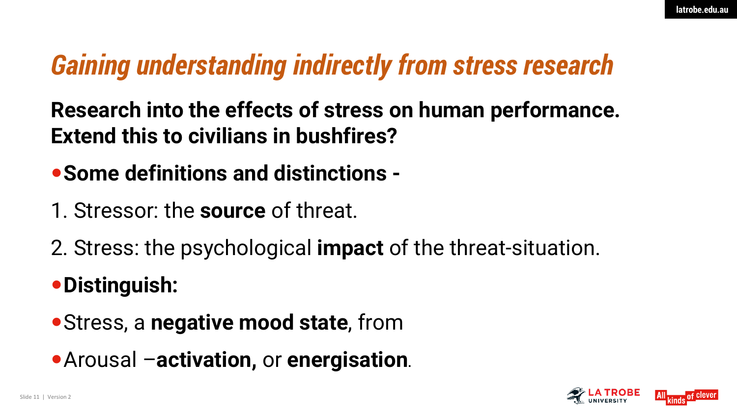# *Gaining understanding indirectly from stress research*

**Research into the effects of stress on human performance. Extend this to civilians in bushfires?**

- **Some definitions and distinctions -**

1. Stressor: the **source** of threat.
2. Stress: the psychological **impact** of the threat-situation.

- **Distinguish:**
- Stress, a **negative mood state**, from
- Arousal –**activation,** or **energisation**.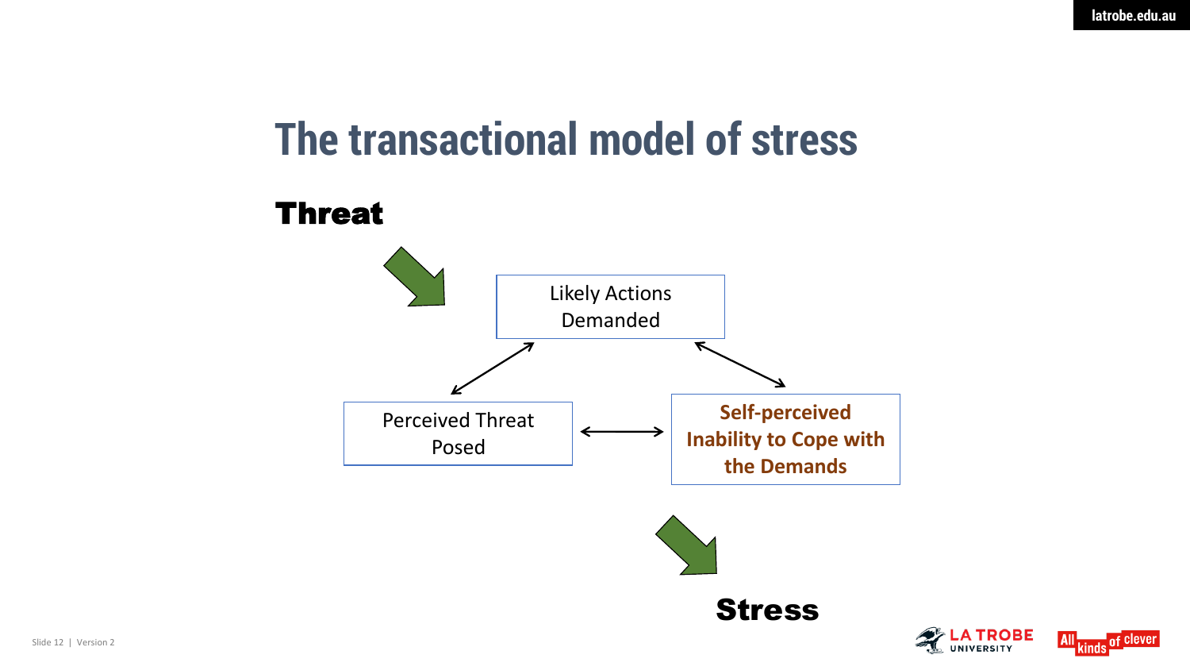# The transactional model of stress

**Threat**

Likely Actions Demanded

Perceived Threat Posed

**Self-perceived Inability to Cope with the Demands**

**Stress**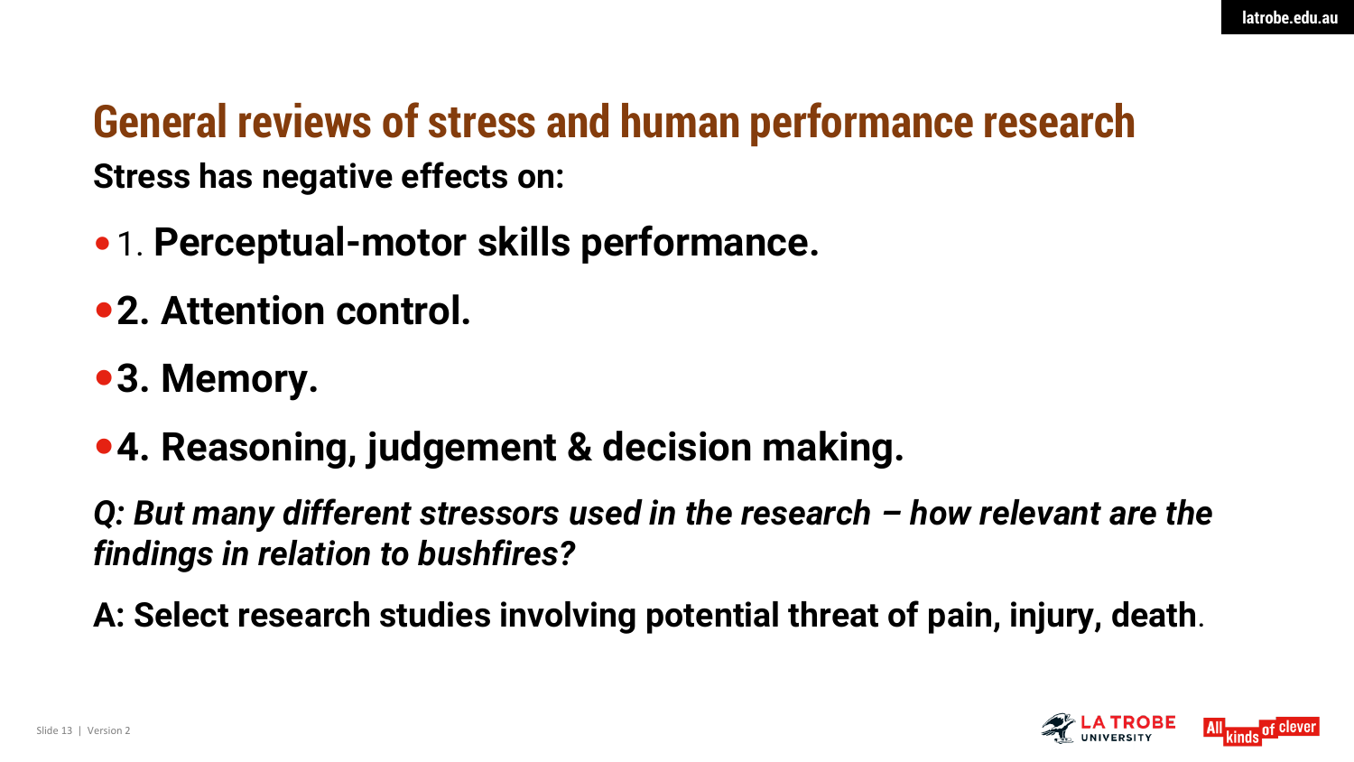# General reviews of stress and human performance research

**Stress has negative effects on:**

- 1. **Perceptual-motor skills performance.**
- **2. Attention control.**
- **3. Memory.**
- **4. Reasoning, judgement & decision making.**

***Q: But many different stressors used in the research – how relevant are the findings in relation to bushfires?***

**A: Select research studies involving potential threat of pain, injury, death**.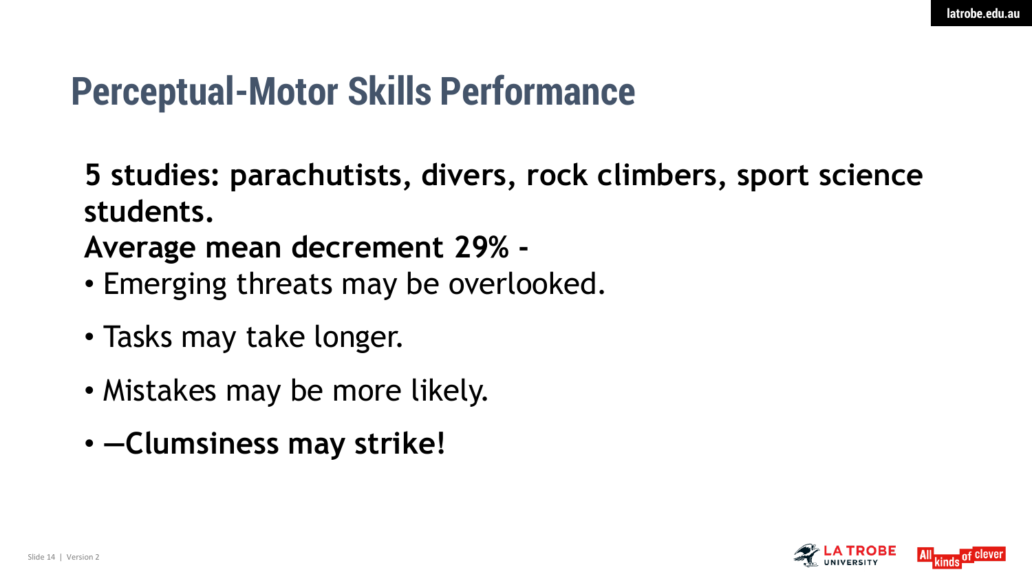# Perceptual-Motor Skills Performance

**5 studies: parachutists, divers, rock climbers, sport science students.**

**Average mean decrement 29% -**

- Emerging threats may be overlooked.
- Tasks may take longer.
- Mistakes may be more likely.
- **—Clumsiness may strike!**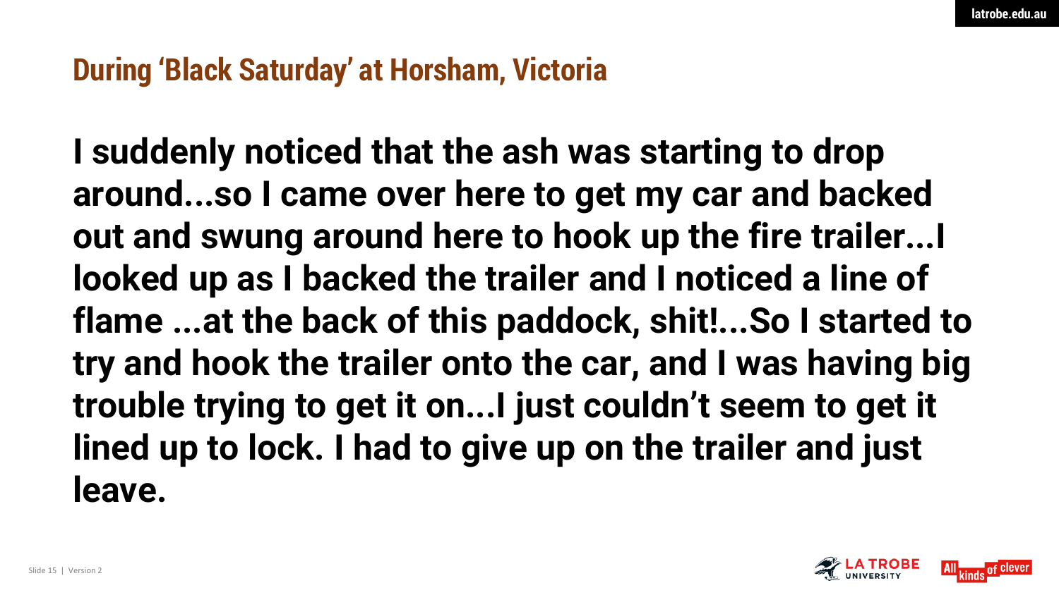## During ‘Black Saturday’ at Horsham, Victoria

**I suddenly noticed that the ash was starting to drop around...so I came over here to get my car and backed out and swung around here to hook up the fire trailer...I looked up as I backed the trailer and I noticed a line of flame ...at the back of this paddock, shit!...So I started to try and hook the trailer onto the car, and I was having big trouble trying to get it on...I just couldn’t seem to get it lined up to lock. I had to give up on the trailer and just leave.**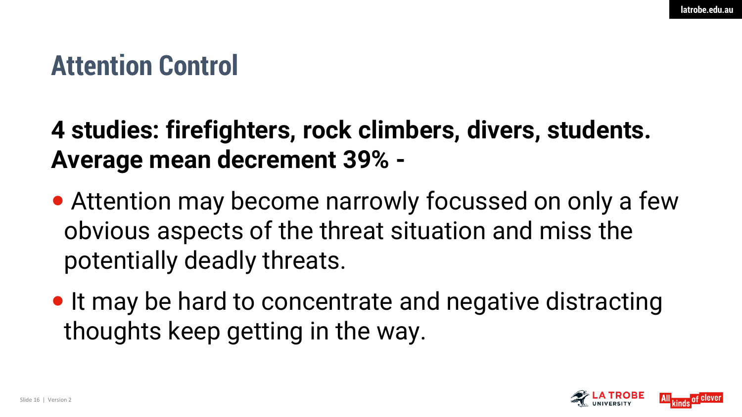# Attention Control

**4 studies: firefighters, rock climbers, divers, students. Average mean decrement 39% -**

- Attention may become narrowly focussed on only a few obvious aspects of the threat situation and miss the potentially deadly threats.
- It may be hard to concentrate and negative distracting thoughts keep getting in the way.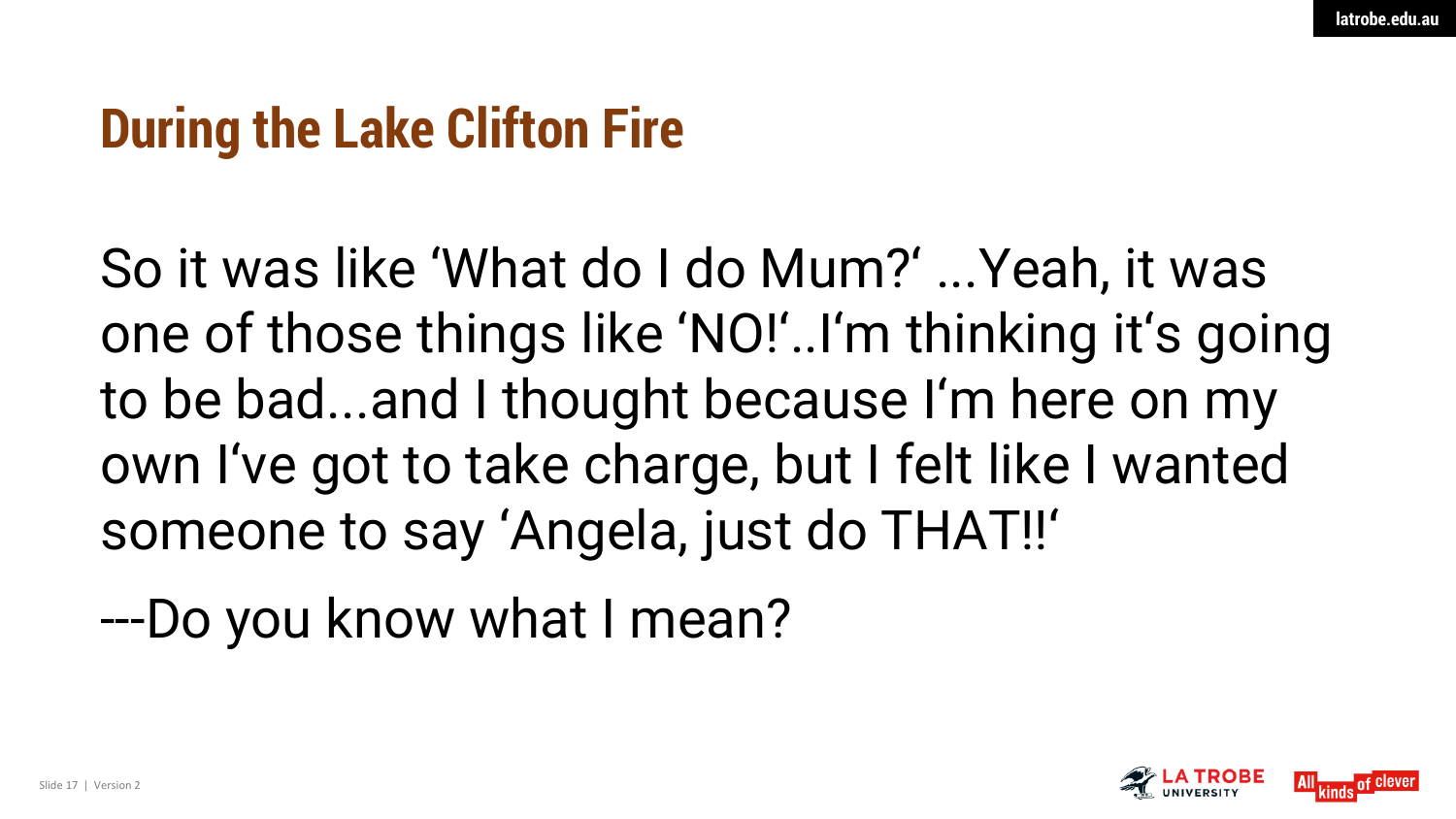# During the Lake Clifton Fire

So it was like 'What do I do Mum?' ...Yeah, it was one of those things like 'NO!'..I'm thinking it's going to be bad...and I thought because I'm here on my own I've got to take charge, but I felt like I wanted someone to say 'Angela, just do THAT!!'

---Do you know what I mean?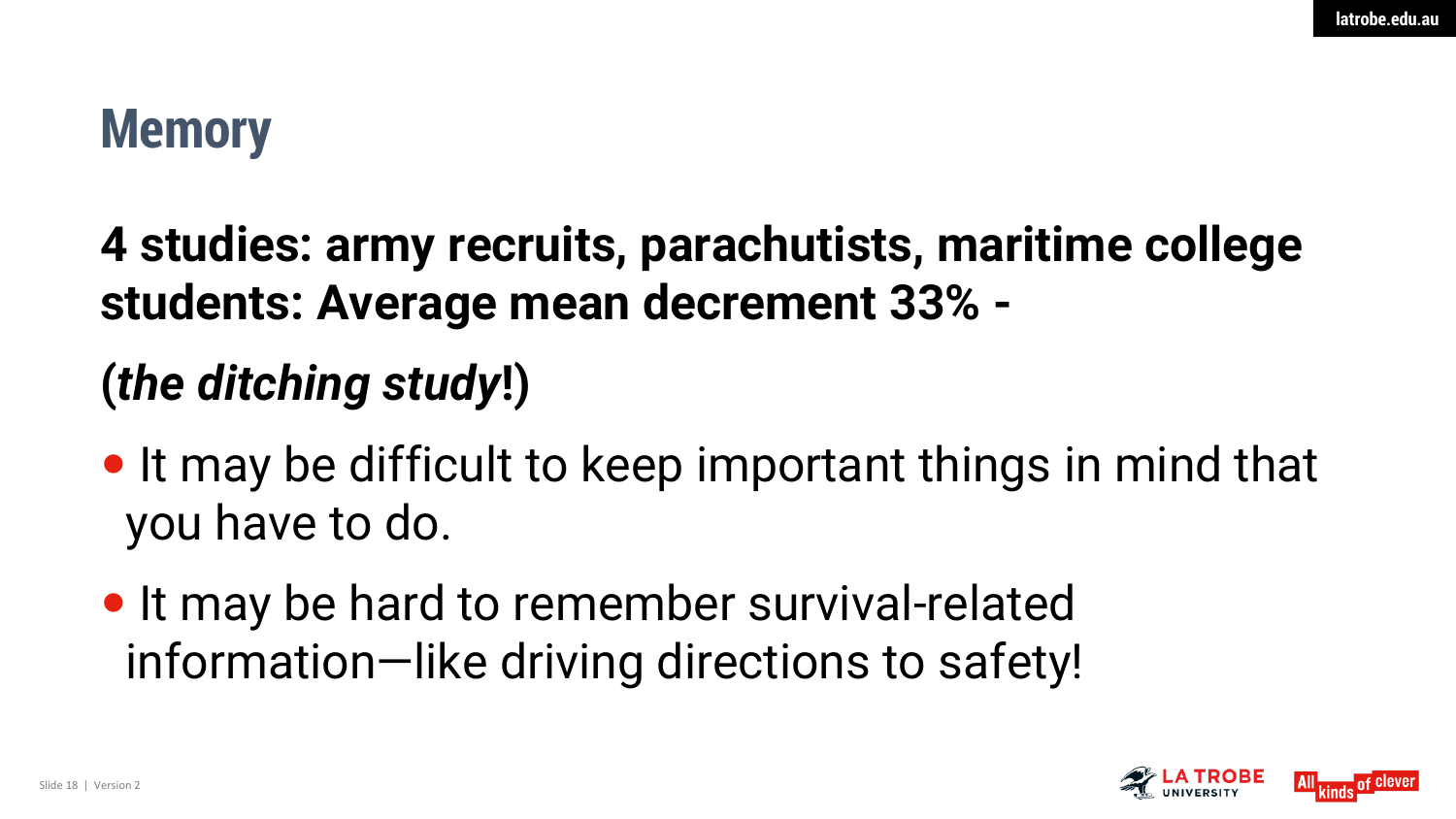# Memory

**4 studies: army recruits, parachutists, maritime college students: Average mean decrement 33% -**

**(*the ditching study*!)**

- It may be difficult to keep important things in mind that you have to do.
- It may be hard to remember survival-related information—like driving directions to safety!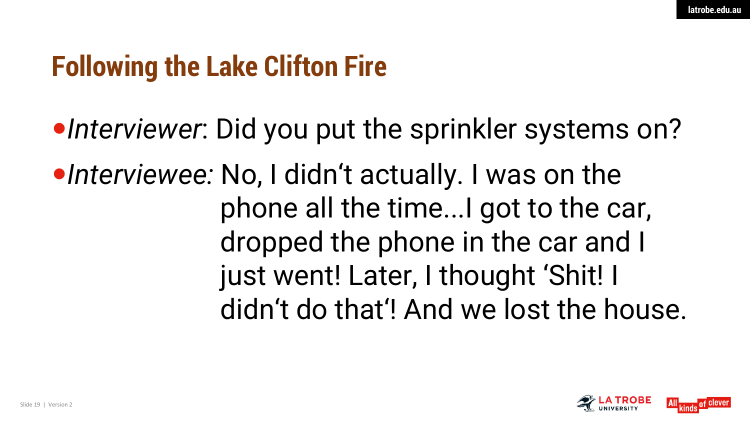# Following the Lake Clifton Fire

- *Interviewer*: Did you put the sprinkler systems on?
- *Interviewee:* No, I didn't actually. I was on the phone all the time...I got to the car, dropped the phone in the car and I just went! Later, I thought 'Shit! I didn't do that'! And we lost the house.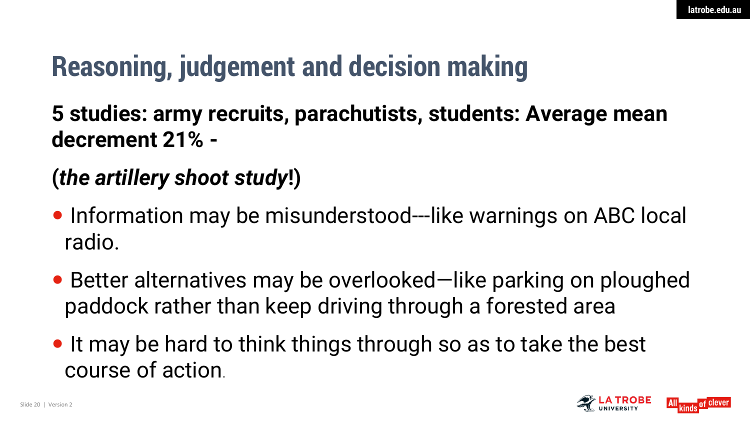# Reasoning, judgement and decision making

**5 studies: army recruits, parachutists, students: Average mean decrement 21% -**

**(*the artillery shoot study*!)**

- Information may be misunderstood---like warnings on ABC local radio.
- Better alternatives may be overlooked—like parking on ploughed paddock rather than keep driving through a forested area
- It may be hard to think things through so as to take the best course of action.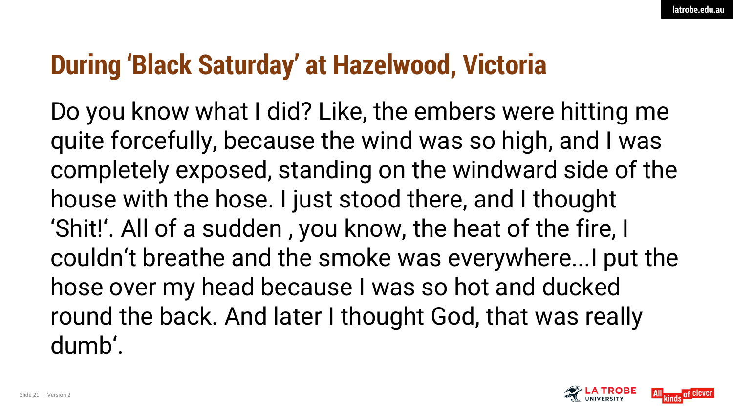# During 'Black Saturday' at Hazelwood, Victoria

Do you know what I did? Like, the embers were hitting me quite forcefully, because the wind was so high, and I was completely exposed, standing on the windward side of the house with the hose. I just stood there, and I thought 'Shit!'. All of a sudden , you know, the heat of the fire, I couldn't breathe and the smoke was everywhere...I put the hose over my head because I was so hot and ducked round the back. And later I thought God, that was really dumb'.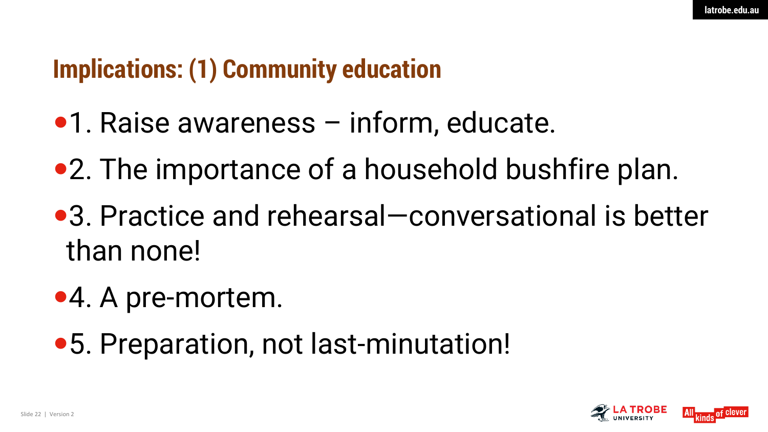## Implications: (1) Community education

- 1. Raise awareness – inform, educate.
- 2. The importance of a household bushfire plan.
- 3. Practice and rehearsal—conversational is better than none!
- 4. A pre-mortem.
- 5. Preparation, not last-minutation!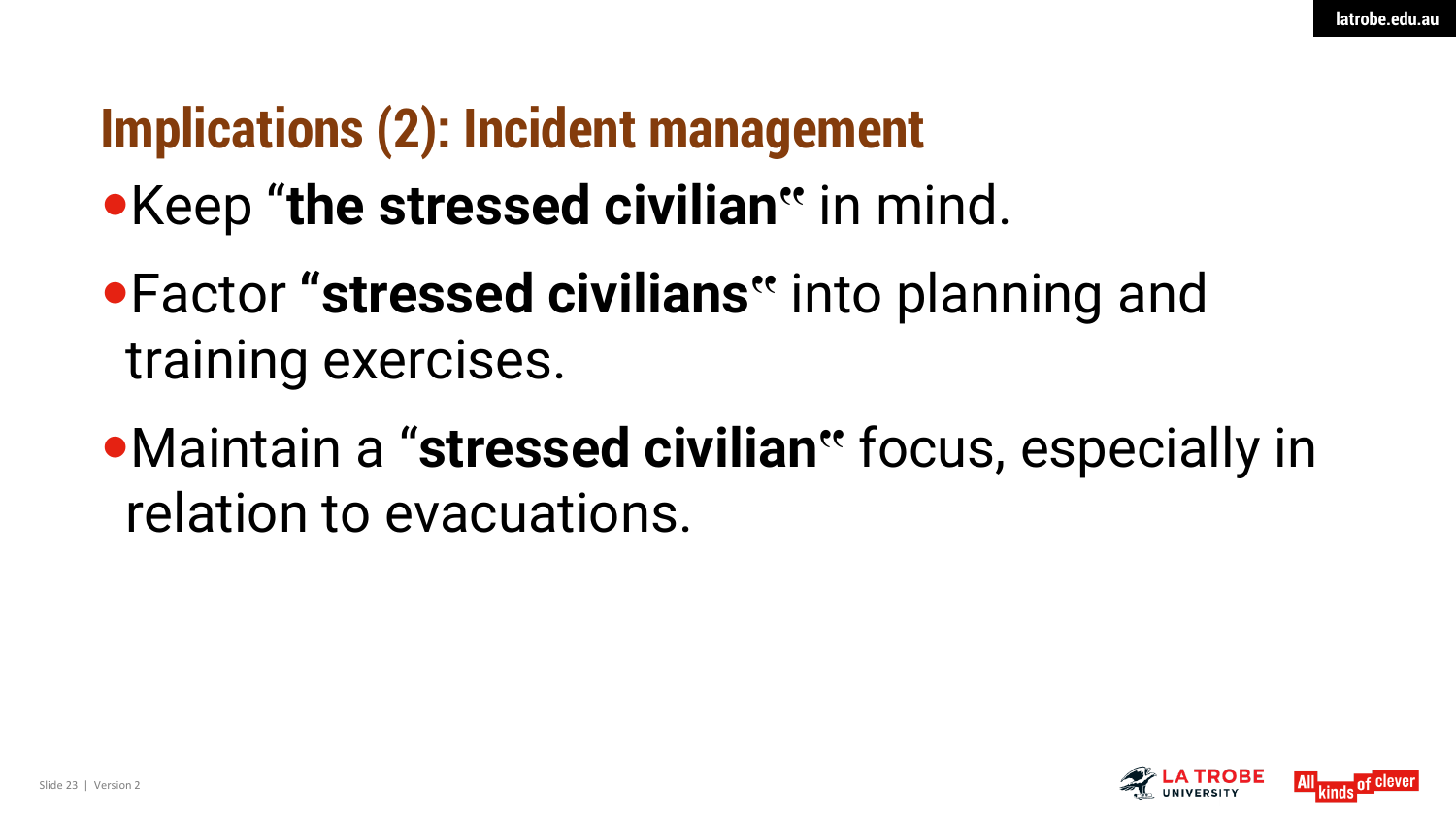## Implications (2): Incident management

- Keep “**the stressed civilian**” in mind.
- Factor **“stressed civilians”** into planning and training exercises.
- Maintain a “**stressed civilian**” focus, especially in relation to evacuations.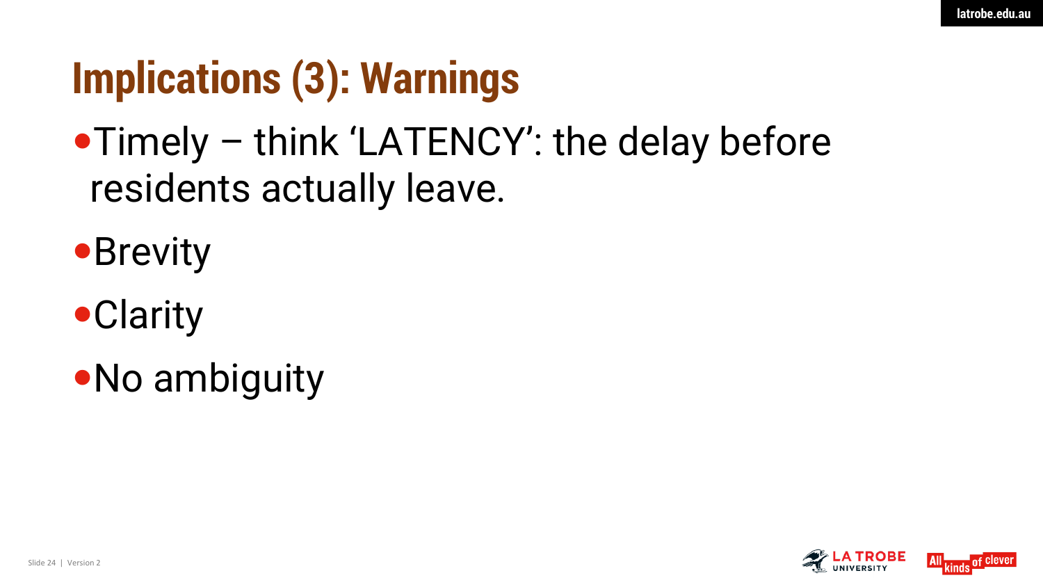# Implications (3): Warnings

- Timely – think 'LATENCY': the delay before residents actually leave.
- Brevity
- Clarity
- No ambiguity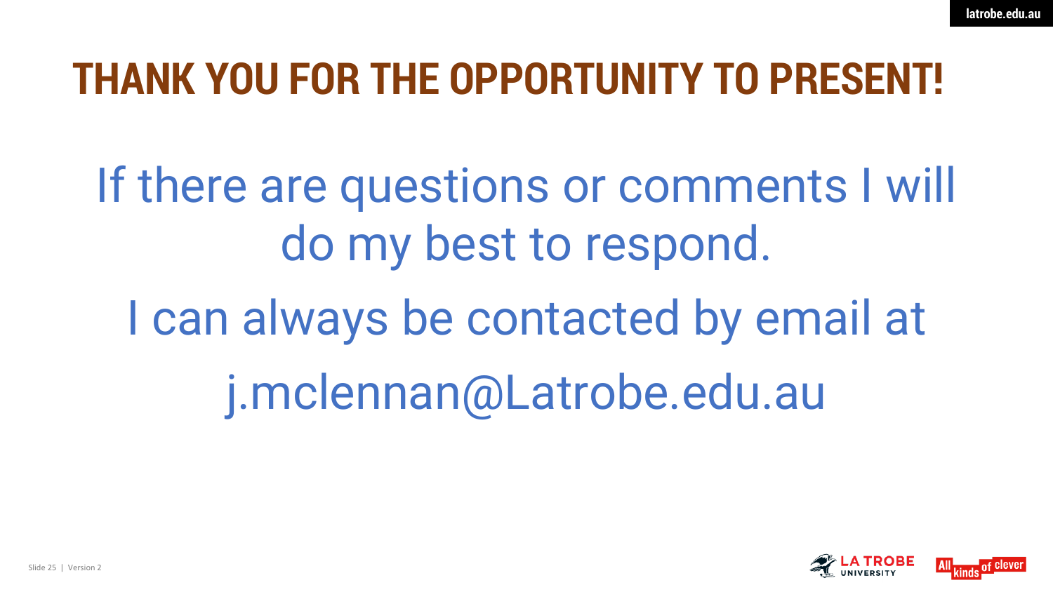# THANK YOU FOR THE OPPORTUNITY TO PRESENT!

If there are questions or comments I will do my best to respond.

I can always be contacted by email at

j.mclennan@Latrobe.edu.au